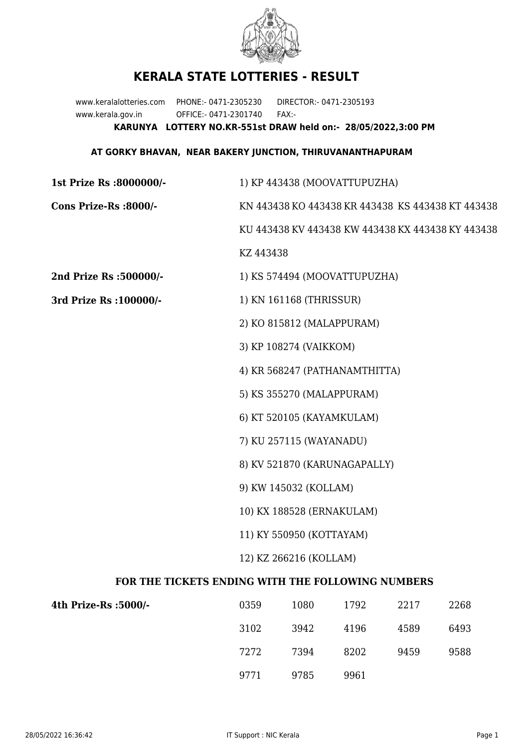# KERALA STATE LOTTERIES - RESULT

www.keralalotteries.com PHONE:- 0471-2305230 DIRECTOR:- 0471-2305193
www.kerala.gov.in OFFICE:- 0471-2301740 FAX:-

**KARUNYA LOTTERY NO.KR-551st DRAW held on:- 28/05/2022,3:00 PM**

**AT GORKY BHAVAN, NEAR BAKERY JUNCTION, THIRUVANANTHAPURAM**

**1st Prize Rs :8000000/-** 1) KP 443438 (MOOVATTUPUZHA)

**Cons Prize-Rs :8000/-** KN 443438 KO 443438 KR 443438 KS 443438 KT 443438 KU 443438 KV 443438 KW 443438 KX 443438 KY 443438 KZ 443438

**2nd Prize Rs :500000/-** 1) KS 574494 (MOOVATTUPUZHA)

**3rd Prize Rs :100000/-**
1) KN 161168 (THRISSUR)
2) KO 815812 (MALAPPURAM)
3) KP 108274 (VAIKKOM)
4) KR 568247 (PATHANAMTHITTA)
5) KS 355270 (MALAPPURAM)
6) KT 520105 (KAYAMKULAM)
7) KU 257115 (WAYANADU)
8) KV 521870 (KARUNAGAPALLY)
9) KW 145032 (KOLLAM)
10) KX 188528 (ERNAKULAM)
11) KY 550950 (KOTTAYAM)
12) KZ 266216 (KOLLAM)

**FOR THE TICKETS ENDING WITH THE FOLLOWING NUMBERS**

**4th Prize-Rs :5000/-**

| | | | | |
|---|---|---|---|---|
| 0359 | 1080 | 1792 | 2217 | 2268 |
| 3102 | 3942 | 4196 | 4589 | 6493 |
| 7272 | 7394 | 8202 | 9459 | 9588 |
| 9771 | 9785 | 9961 | | |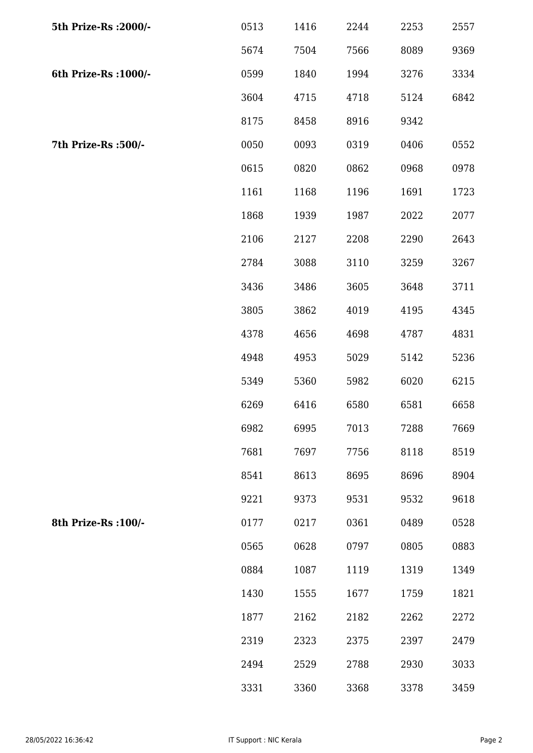| | | | | | |
|---|---|---|---|---|---|
| **5th Prize-Rs :2000/-** | 0513 | 1416 | 2244 | 2253 | 2557 |
| | 5674 | 7504 | 7566 | 8089 | 9369 |
| **6th Prize-Rs :1000/-** | 0599 | 1840 | 1994 | 3276 | 3334 |
| | 3604 | 4715 | 4718 | 5124 | 6842 |
| | 8175 | 8458 | 8916 | 9342 | |
| **7th Prize-Rs :500/-** | 0050 | 0093 | 0319 | 0406 | 0552 |
| | 0615 | 0820 | 0862 | 0968 | 0978 |
| | 1161 | 1168 | 1196 | 1691 | 1723 |
| | 1868 | 1939 | 1987 | 2022 | 2077 |
| | 2106 | 2127 | 2208 | 2290 | 2643 |
| | 2784 | 3088 | 3110 | 3259 | 3267 |
| | 3436 | 3486 | 3605 | 3648 | 3711 |
| | 3805 | 3862 | 4019 | 4195 | 4345 |
| | 4378 | 4656 | 4698 | 4787 | 4831 |
| | 4948 | 4953 | 5029 | 5142 | 5236 |
| | 5349 | 5360 | 5982 | 6020 | 6215 |
| | 6269 | 6416 | 6580 | 6581 | 6658 |
| | 6982 | 6995 | 7013 | 7288 | 7669 |
| | 7681 | 7697 | 7756 | 8118 | 8519 |
| | 8541 | 8613 | 8695 | 8696 | 8904 |
| | 9221 | 9373 | 9531 | 9532 | 9618 |
| **8th Prize-Rs :100/-** | 0177 | 0217 | 0361 | 0489 | 0528 |
| | 0565 | 0628 | 0797 | 0805 | 0883 |
| | 0884 | 1087 | 1119 | 1319 | 1349 |
| | 1430 | 1555 | 1677 | 1759 | 1821 |
| | 1877 | 2162 | 2182 | 2262 | 2272 |
| | 2319 | 2323 | 2375 | 2397 | 2479 |
| | 2494 | 2529 | 2788 | 2930 | 3033 |
| | 3331 | 3360 | 3368 | 3378 | 3459 |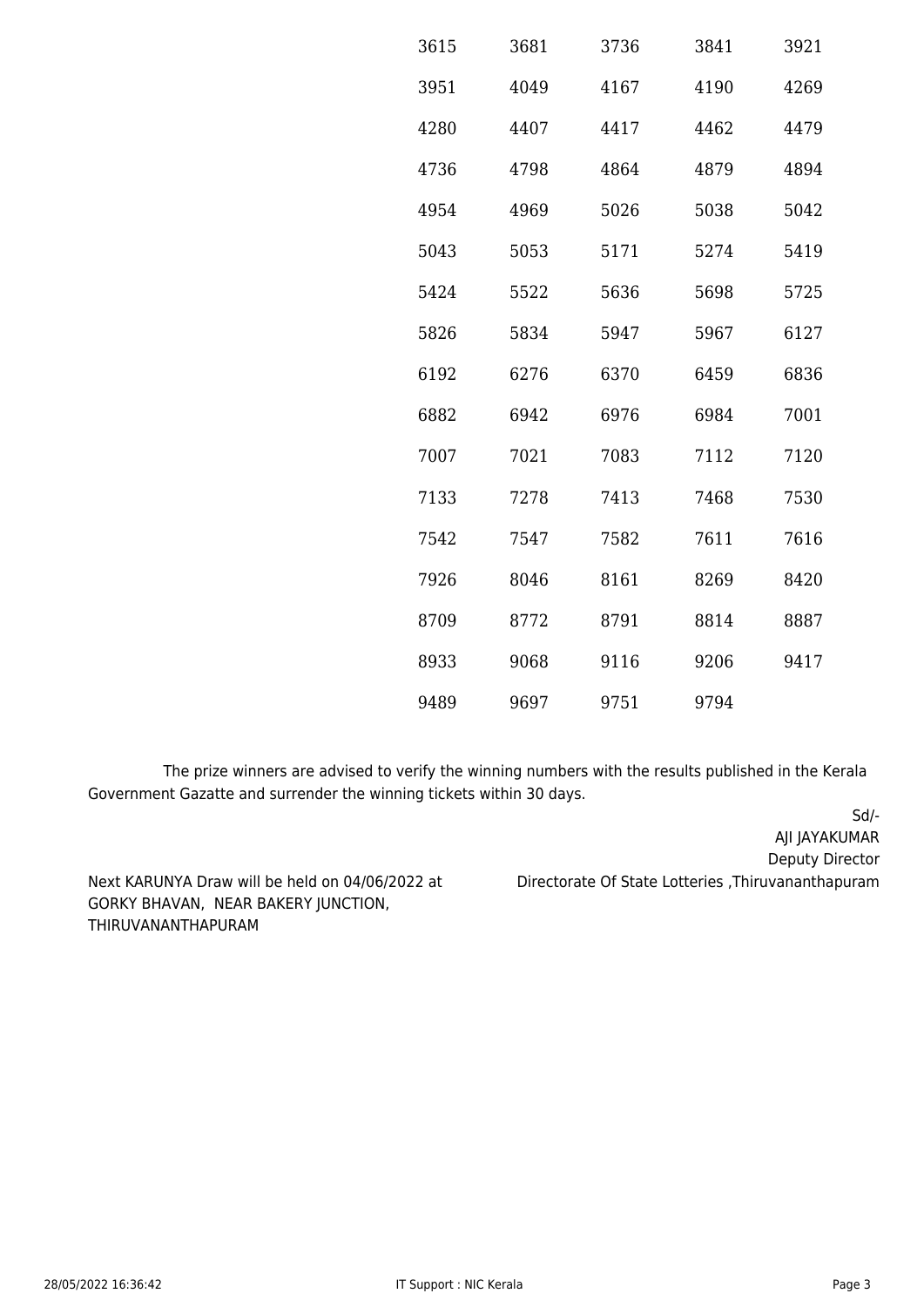| | | | | |
|---|---|---|---|---|
| 3615 | 3681 | 3736 | 3841 | 3921 |
| 3951 | 4049 | 4167 | 4190 | 4269 |
| 4280 | 4407 | 4417 | 4462 | 4479 |
| 4736 | 4798 | 4864 | 4879 | 4894 |
| 4954 | 4969 | 5026 | 5038 | 5042 |
| 5043 | 5053 | 5171 | 5274 | 5419 |
| 5424 | 5522 | 5636 | 5698 | 5725 |
| 5826 | 5834 | 5947 | 5967 | 6127 |
| 6192 | 6276 | 6370 | 6459 | 6836 |
| 6882 | 6942 | 6976 | 6984 | 7001 |
| 7007 | 7021 | 7083 | 7112 | 7120 |
| 7133 | 7278 | 7413 | 7468 | 7530 |
| 7542 | 7547 | 7582 | 7611 | 7616 |
| 7926 | 8046 | 8161 | 8269 | 8420 |
| 8709 | 8772 | 8791 | 8814 | 8887 |
| 8933 | 9068 | 9116 | 9206 | 9417 |
| 9489 | 9697 | 9751 | 9794 | |

The prize winners are advised to verify the winning numbers with the results published in the Kerala Government Gazatte and surrender the winning tickets within 30 days.

Sd/-
AJI JAYAKUMAR
Deputy Director
Directorate Of State Lotteries ,Thiruvananthapuram

Next KARUNYA Draw will be held on 04/06/2022 at GORKY BHAVAN, NEAR BAKERY JUNCTION, THIRUVANANTHAPURAM